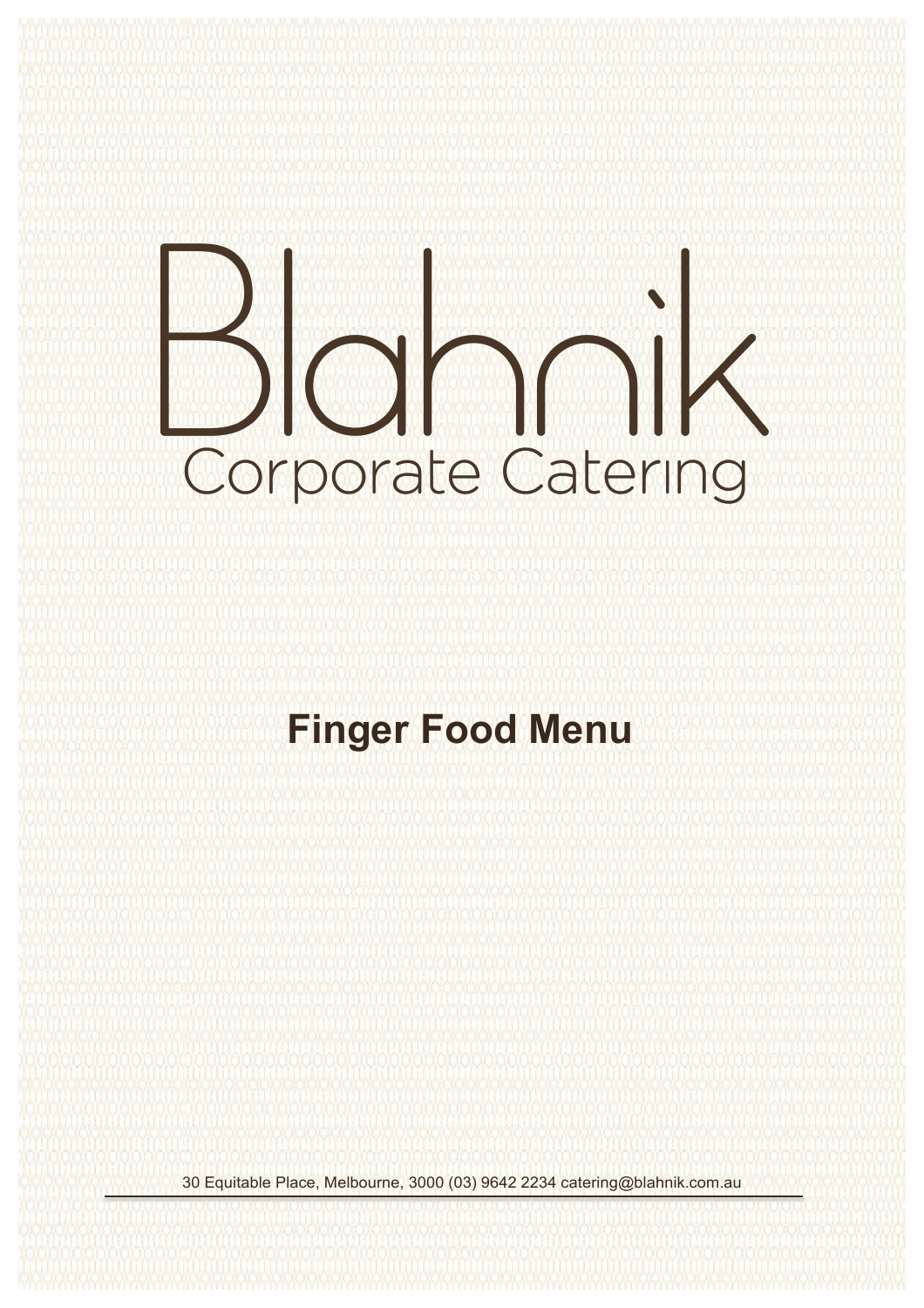# Blahnìk

Corporate Catering

## Finger Food Menu

30 Equitable Place, Melbourne, 3000 (03) 9642 2234 catering@blahnik.com.au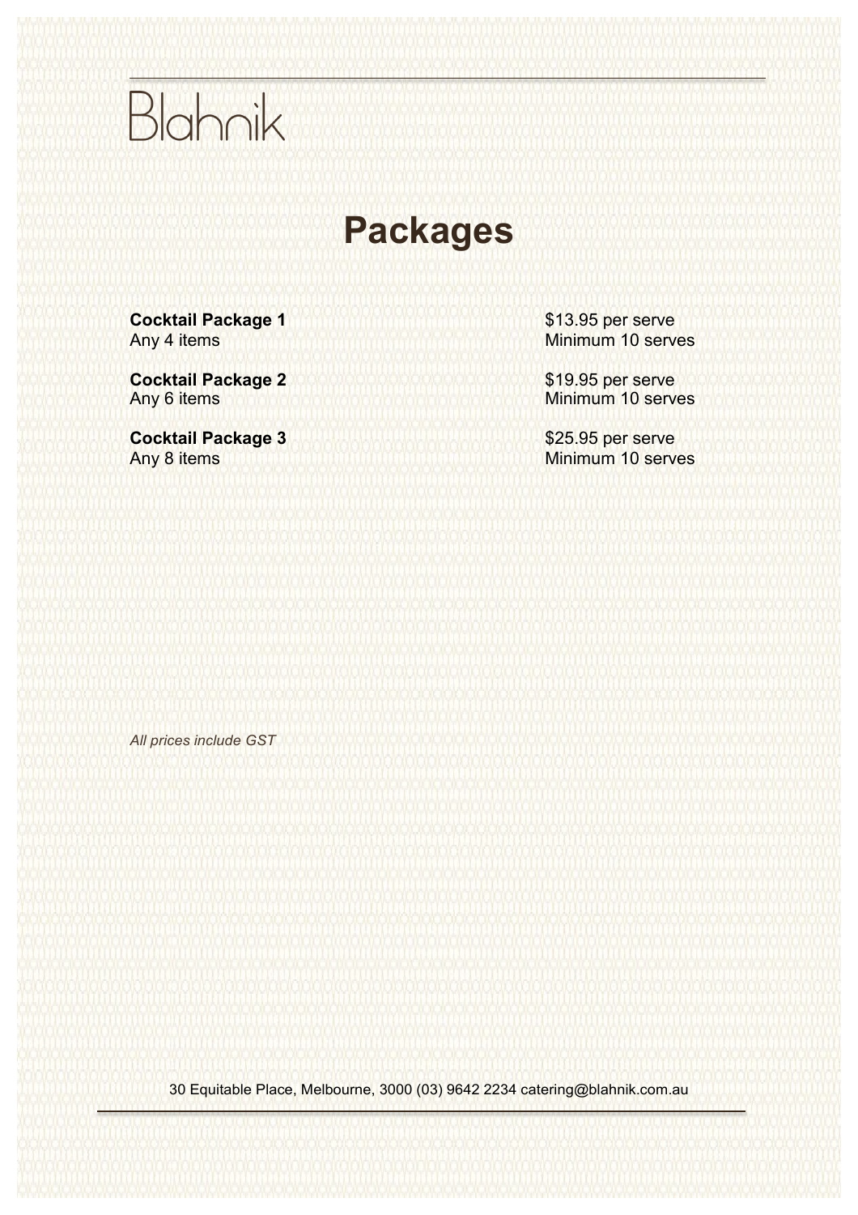Blahnik

# Packages

**Cocktail Package 1**
Any 4 items

$13.95 per serve
Minimum 10 serves

**Cocktail Package 2**
Any 6 items

$19.95 per serve
Minimum 10 serves

**Cocktail Package 3**
Any 8 items

$25.95 per serve
Minimum 10 serves

*All prices include GST*

30 Equitable Place, Melbourne, 3000 (03) 9642 2234 catering@blahnik.com.au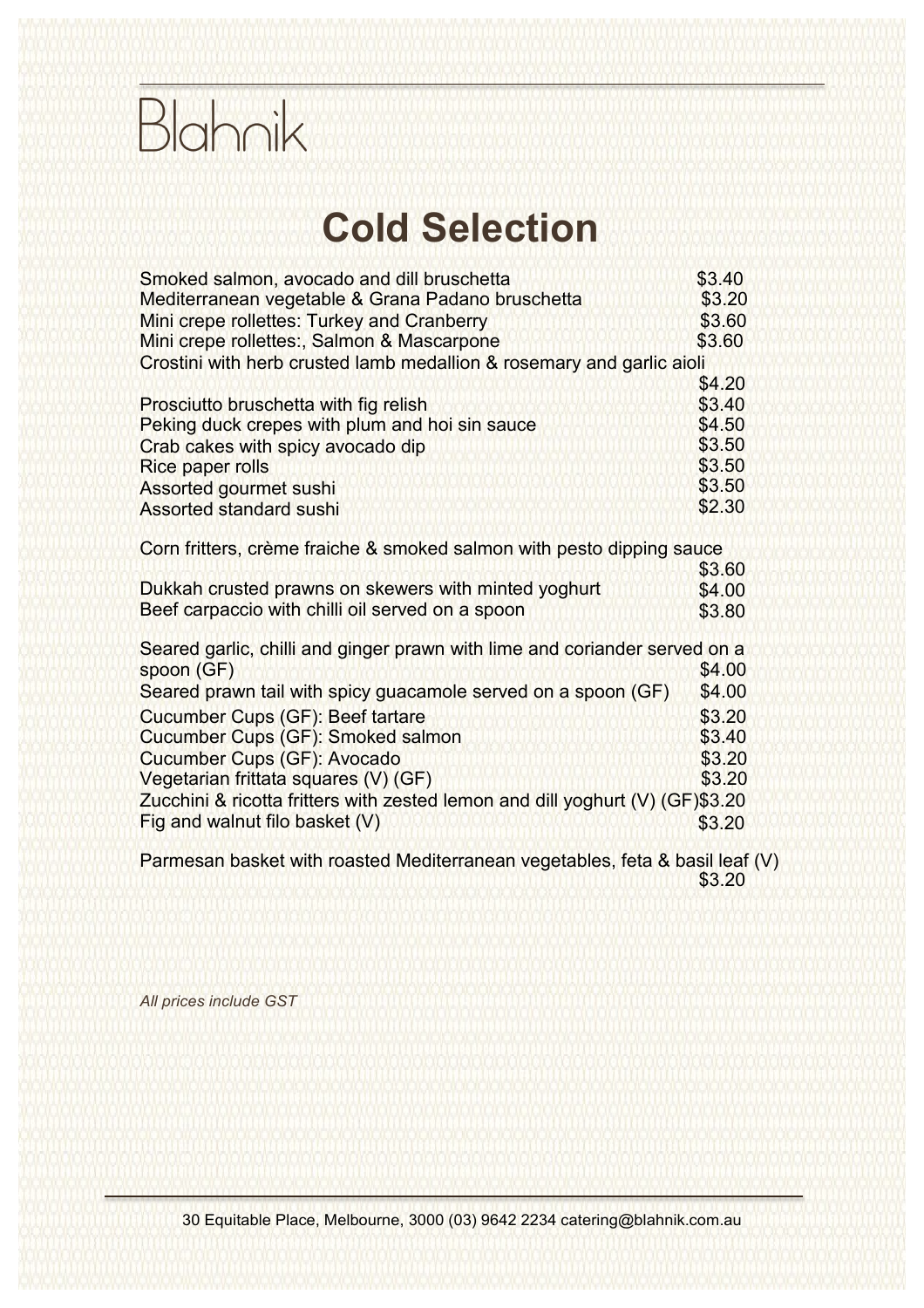Blahnik

# Cold Selection

| Item | Price |
|---|---|
| Smoked salmon, avocado and dill bruschetta | $3.40 |
| Mediterranean vegetable & Grana Padano bruschetta | $3.20 |
| Mini crepe rollettes: Turkey and Cranberry | $3.60 |
| Mini crepe rollettes:, Salmon & Mascarpone | $3.60 |
| Crostini with herb crusted lamb medallion & rosemary and garlic aioli | $4.20 |
| Prosciutto bruschetta with fig relish | $3.40 |
| Peking duck crepes with plum and hoi sin sauce | $4.50 |
| Crab cakes with spicy avocado dip | $3.50 |
| Rice paper rolls | $3.50 |
| Assorted gourmet sushi | $3.50 |
| Assorted standard sushi | $2.30 |
| Corn fritters, crème fraiche & smoked salmon with pesto dipping sauce | $3.60 |
| Dukkah crusted prawns on skewers with minted yoghurt | $4.00 |
| Beef carpaccio with chilli oil served on a spoon | $3.80 |
| Seared garlic, chilli and ginger prawn with lime and coriander served on a spoon (GF) | $4.00 |
| Seared prawn tail with spicy guacamole served on a spoon (GF) | $4.00 |
| Cucumber Cups (GF): Beef tartare | $3.20 |
| Cucumber Cups (GF): Smoked salmon | $3.40 |
| Cucumber Cups (GF): Avocado | $3.20 |
| Vegetarian frittata squares (V) (GF) | $3.20 |
| Zucchini & ricotta fritters with zested lemon and dill yoghurt (V) (GF) | $3.20 |
| Fig and walnut filo basket (V) | $3.20 |
| Parmesan basket with roasted Mediterranean vegetables, feta & basil leaf (V) | $3.20 |

*All prices include GST*

30 Equitable Place, Melbourne, 3000 (03) 9642 2234 catering@blahnik.com.au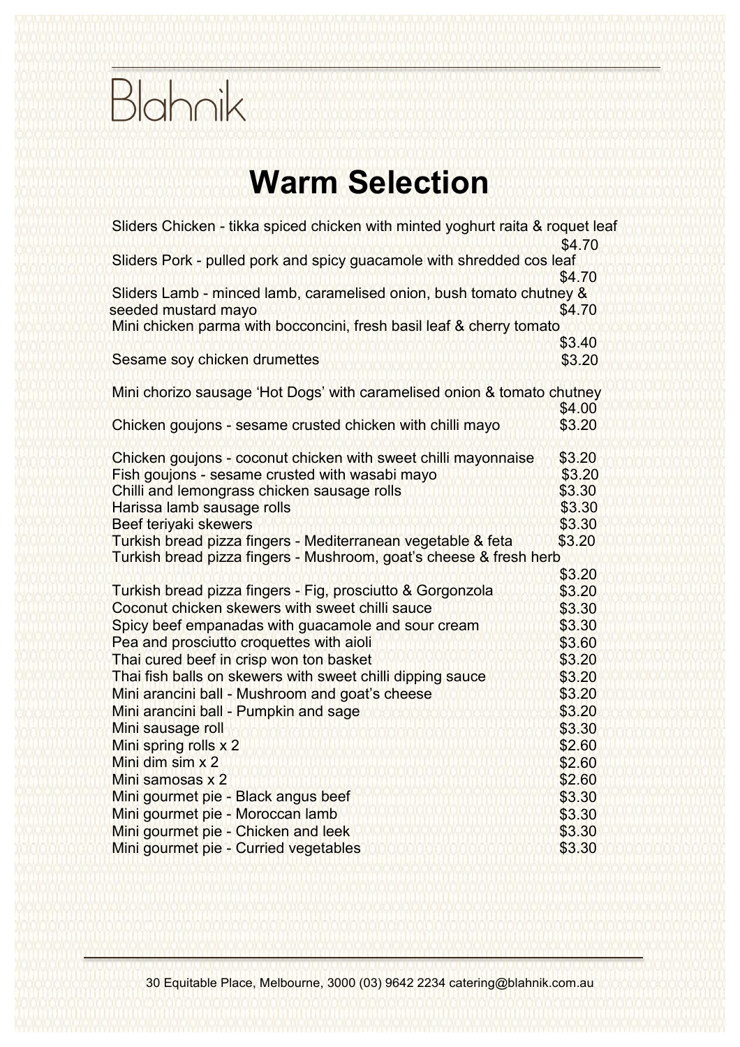Blahnik

# Warm Selection

| Item | Price |
|---|---|
| Sliders Chicken - tikka spiced chicken with minted yoghurt raita & roquet leaf | $4.70 |
| Sliders Pork - pulled pork and spicy guacamole with shredded cos leaf | $4.70 |
| Sliders Lamb - minced lamb, caramelised onion, bush tomato chutney & seeded mustard mayo | $4.70 |
| Mini chicken parma with bocconcini, fresh basil leaf & cherry tomato | $3.40 |
| Sesame soy chicken drumettes | $3.20 |
| Mini chorizo sausage 'Hot Dogs' with caramelised onion & tomato chutney | $4.00 |
| Chicken goujons - sesame crusted chicken with chilli mayo | $3.20 |
| Chicken goujons - coconut chicken with sweet chilli mayonnaise | $3.20 |
| Fish goujons - sesame crusted with wasabi mayo | $3.20 |
| Chilli and lemongrass chicken sausage rolls | $3.30 |
| Harissa lamb sausage rolls | $3.30 |
| Beef teriyaki skewers | $3.30 |
| Turkish bread pizza fingers - Mediterranean vegetable & feta | $3.20 |
| Turkish bread pizza fingers - Mushroom, goat's cheese & fresh herb | $3.20 |
| Turkish bread pizza fingers - Fig, prosciutto & Gorgonzola | $3.20 |
| Coconut chicken skewers with sweet chilli sauce | $3.30 |
| Spicy beef empanadas with guacamole and sour cream | $3.30 |
| Pea and prosciutto croquettes with aioli | $3.60 |
| Thai cured beef in crisp won ton basket | $3.20 |
| Thai fish balls on skewers with sweet chilli dipping sauce | $3.20 |
| Mini arancini ball - Mushroom and goat's cheese | $3.20 |
| Mini arancini ball - Pumpkin and sage | $3.20 |
| Mini sausage roll | $3.30 |
| Mini spring rolls x 2 | $2.60 |
| Mini dim sim x 2 | $2.60 |
| Mini samosas x 2 | $2.60 |
| Mini gourmet pie - Black angus beef | $3.30 |
| Mini gourmet pie - Moroccan lamb | $3.30 |
| Mini gourmet pie - Chicken and leek | $3.30 |
| Mini gourmet pie - Curried vegetables | $3.30 |

30 Equitable Place, Melbourne, 3000 (03) 9642 2234 catering@blahnik.com.au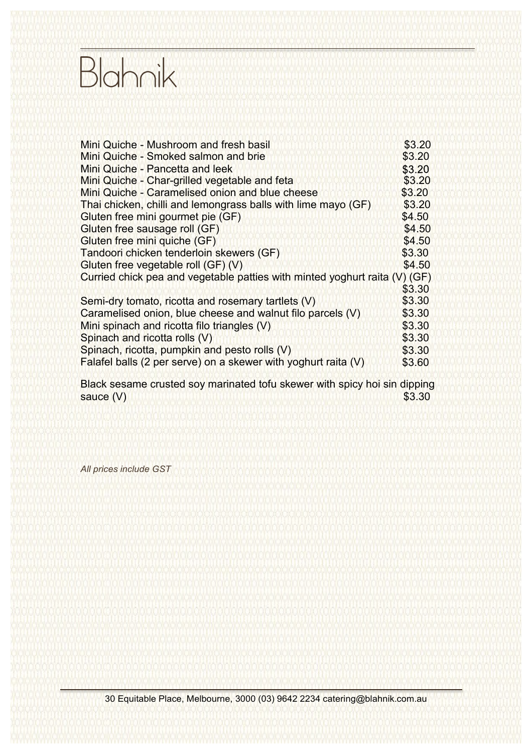# Blahnik

| | |
|---|---|
| Mini Quiche - Mushroom and fresh basil | $3.20 |
| Mini Quiche - Smoked salmon and brie | $3.20 |
| Mini Quiche - Pancetta and leek | $3.20 |
| Mini Quiche - Char-grilled vegetable and feta | $3.20 |
| Mini Quiche - Caramelised onion and blue cheese | $3.20 |
| Thai chicken, chilli and lemongrass balls with lime mayo (GF) | $3.20 |
| Gluten free mini gourmet pie (GF) | $4.50 |
| Gluten free sausage roll (GF) | $4.50 |
| Gluten free mini quiche (GF) | $4.50 |
| Tandoori chicken tenderloin skewers (GF) | $3.30 |
| Gluten free vegetable roll (GF) (V) | $4.50 |
| Curried chick pea and vegetable patties with minted yoghurt raita (V) (GF) | $3.30 |
| Semi-dry tomato, ricotta and rosemary tartlets (V) | $3.30 |
| Caramelised onion, blue cheese and walnut filo parcels (V) | $3.30 |
| Mini spinach and ricotta filo triangles (V) | $3.30 |
| Spinach and ricotta rolls (V) | $3.30 |
| Spinach, ricotta, pumpkin and pesto rolls (V) | $3.30 |
| Falafel balls (2 per serve) on a skewer with yoghurt raita (V) | $3.60 |
| Black sesame crusted soy marinated tofu skewer with spicy hoi sin dipping sauce (V) | $3.30 |

*All prices include GST*

30 Equitable Place, Melbourne, 3000 (03) 9642 2234 catering@blahnik.com.au